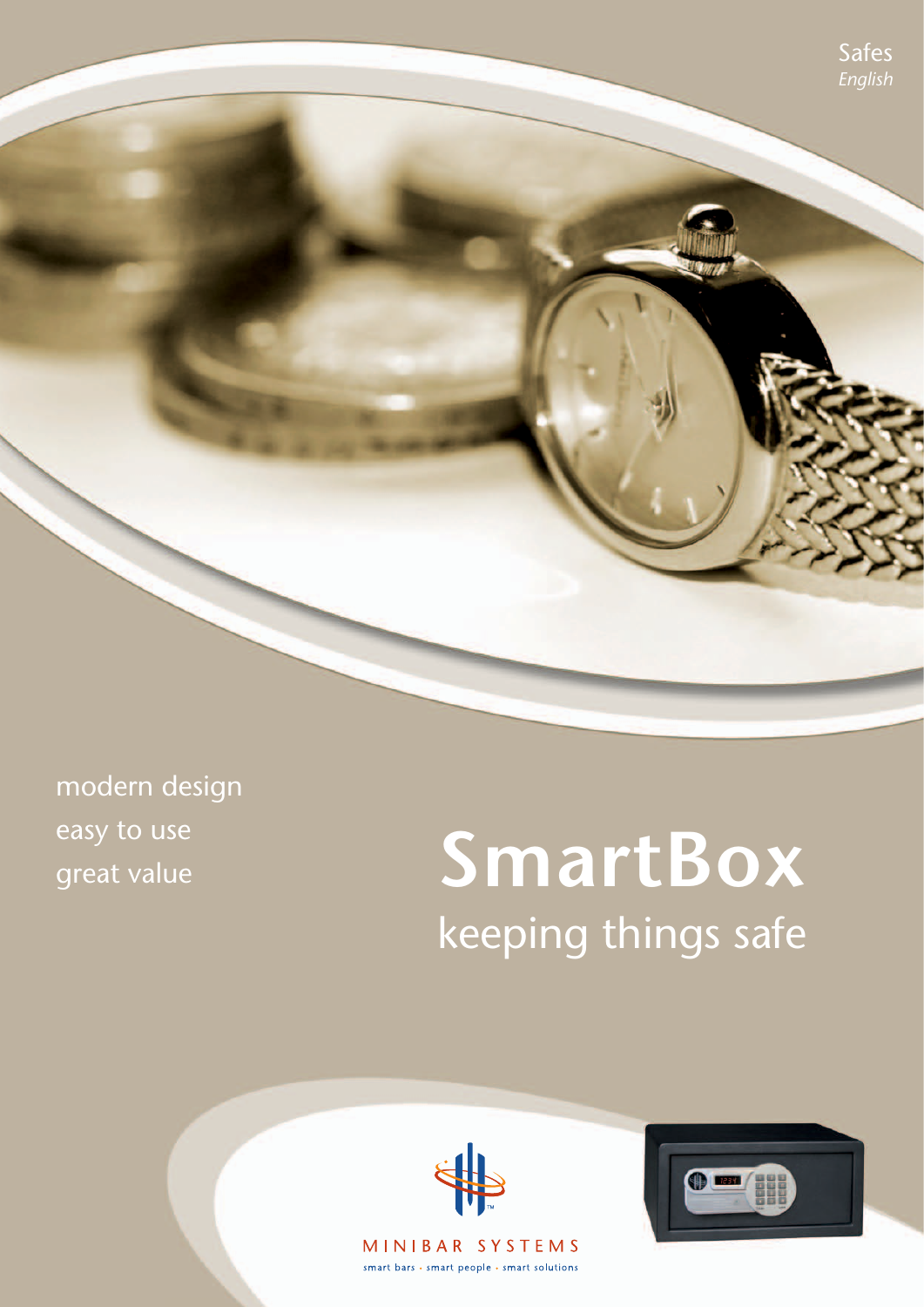Safes
*English*

modern design
easy to use
great value

# SmartBox

## keeping things safe

MINIBAR SYSTEMS

smart bars • smart people • smart solutions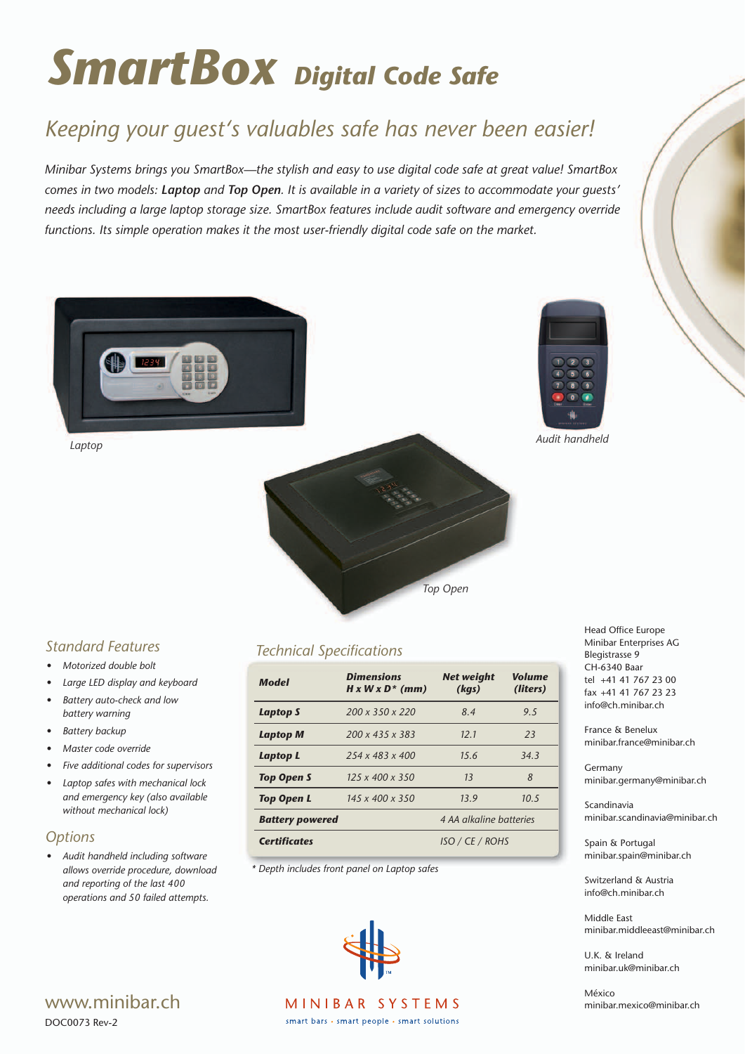# *SmartBox* *Digital Code Safe*

## *Keeping your guest's valuables safe has never been easier!*

*Minibar Systems brings you SmartBox—the stylish and easy to use digital code safe at great value! SmartBox comes in two models: **Laptop** and **Top Open**. It is available in a variety of sizes to accommodate your guests' needs including a large laptop storage size. SmartBox features include audit software and emergency override functions. Its simple operation makes it the most user-friendly digital code safe on the market.*

Laptop

Audit handheld

Top Open

### *Standard Features*

- *Motorized double bolt*
- *Large LED display and keyboard*
- *Battery auto-check and low battery warning*
- *Battery backup*
- *Master code override*
- *Five additional codes for supervisors*
- *Laptop safes with mechanical lock and emergency key (also available without mechanical lock)*

### *Options*

- *Audit handheld including software allows override procedure, download and reporting of the last 400 operations and 50 failed attempts.*

### *Technical Specifications*

| Model | Dimensions H x W x D* (mm) | Net weight (kgs) | Volume (liters) |
|---|---|---|---|
| **Laptop S** | 200 x 350 x 220 | 8.4 | 9.5 |
| **Laptop M** | 200 x 435 x 383 | 12.1 | 23 |
| **Laptop L** | 254 x 483 x 400 | 15.6 | 34.3 |
| **Top Open S** | 125 x 400 x 350 | 13 | 8 |
| **Top Open L** | 145 x 400 x 350 | 13.9 | 10.5 |
| **Battery powered** | | 4 AA alkaline batteries | |
| **Certificates** | | ISO / CE / ROHS | |

*\* Depth includes front panel on Laptop safes*

Head Office Europe
Minibar Enterprises AG
Blegistrasse 9
CH-6340 Baar
tel +41 41 767 23 00
fax +41 41 767 23 23
info@ch.minibar.ch

France & Benelux
minibar.france@minibar.ch

Germany
minibar.germany@minibar.ch

Scandinavia
minibar.scandinavia@minibar.ch

Spain & Portugal
minibar.spain@minibar.ch

Switzerland & Austria
info@ch.minibar.ch

Middle East
minibar.middleeast@minibar.ch

U.K. & Ireland
minibar.uk@minibar.ch

México
minibar.mexico@minibar.ch

MINIBAR SYSTEMS
smart bars • smart people • smart solutions

www.minibar.ch

DOC0073 Rev-2